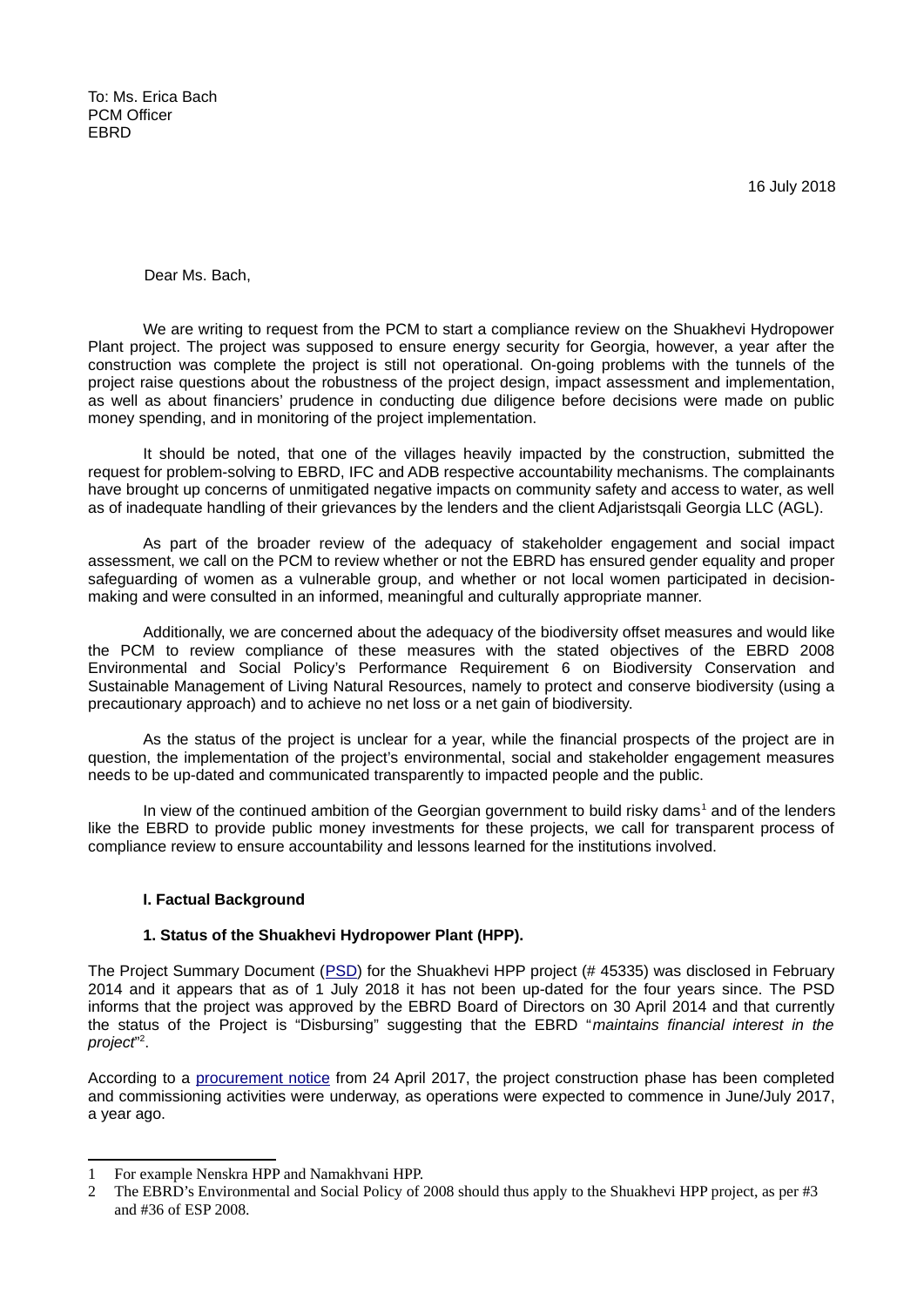To: Ms. Erica Bach
PCM Officer
EBRD

16 July 2018

Dear Ms. Bach,

We are writing to request from the PCM to start a compliance review on the Shuakhevi Hydropower Plant project. The project was supposed to ensure energy security for Georgia, however, a year after the construction was complete the project is still not operational. On-going problems with the tunnels of the project raise questions about the robustness of the project design, impact assessment and implementation, as well as about financiers' prudence in conducting due diligence before decisions were made on public money spending, and in monitoring of the project implementation.

It should be noted, that one of the villages heavily impacted by the construction, submitted the request for problem-solving to EBRD, IFC and ADB respective accountability mechanisms. The complainants have brought up concerns of unmitigated negative impacts on community safety and access to water, as well as of inadequate handling of their grievances by the lenders and the client Adjaristsqali Georgia LLC (AGL).

As part of the broader review of the adequacy of stakeholder engagement and social impact assessment, we call on the PCM to review whether or not the EBRD has ensured gender equality and proper safeguarding of women as a vulnerable group, and whether or not local women participated in decision-making and were consulted in an informed, meaningful and culturally appropriate manner.

Additionally, we are concerned about the adequacy of the biodiversity offset measures and would like the PCM to review compliance of these measures with the stated objectives of the EBRD 2008 Environmental and Social Policy's Performance Requirement 6 on Biodiversity Conservation and Sustainable Management of Living Natural Resources, namely to protect and conserve biodiversity (using a precautionary approach) and to achieve no net loss or a net gain of biodiversity.

As the status of the project is unclear for a year, while the financial prospects of the project are in question, the implementation of the project's environmental, social and stakeholder engagement measures needs to be up-dated and communicated transparently to impacted people and the public.

In view of the continued ambition of the Georgian government to build risky dams[1] and of the lenders like the EBRD to provide public money investments for these projects, we call for transparent process of compliance review to ensure accountability and lessons learned for the institutions involved.

### I. Factual Background

#### 1. Status of the Shuakhevi Hydropower Plant (HPP).

The Project Summary Document (PSD) for the Shuakhevi HPP project (# 45335) was disclosed in February 2014 and it appears that as of 1 July 2018 it has not been up-dated for the four years since. The PSD informs that the project was approved by the EBRD Board of Directors on 30 April 2014 and that currently the status of the Project is "Disbursing" suggesting that the EBRD "*maintains financial interest in the project*"[2].

According to a procurement notice from 24 April 2017, the project construction phase has been completed and commissioning activities were underway, as operations were expected to commence in June/July 2017, a year ago.

---

1 For example Nenskra HPP and Namakhvani HPP.

2 The EBRD's Environmental and Social Policy of 2008 should thus apply to the Shuakhevi HPP project, as per #3 and #36 of ESP 2008.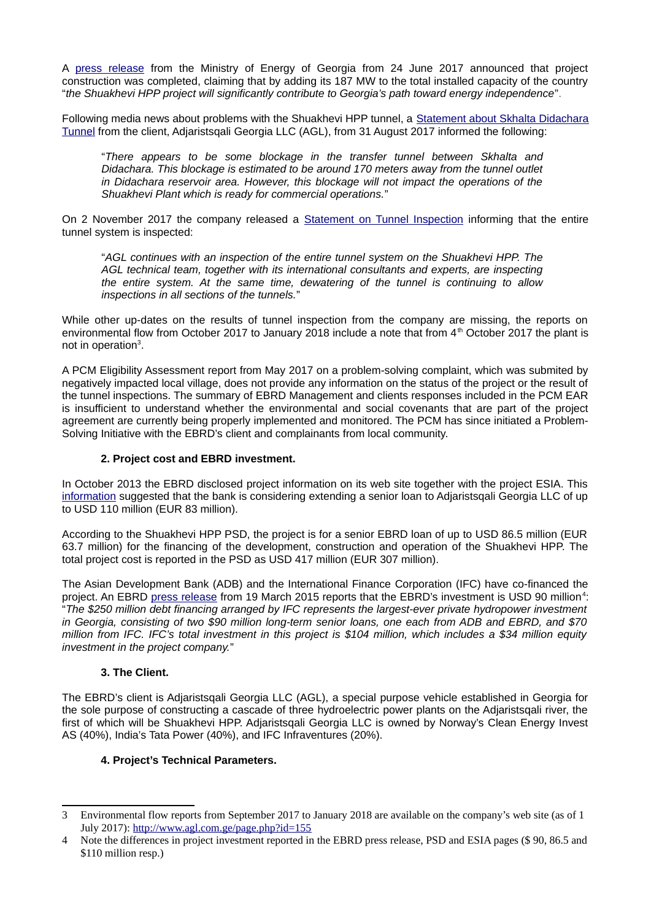A press release from the Ministry of Energy of Georgia from 24 June 2017 announced that project construction was completed, claiming that by adding its 187 MW to the total installed capacity of the country "*the Shuakhevi HPP project will significantly contribute to Georgia's path toward energy independence*".

Following media news about problems with the Shuakhevi HPP tunnel, a Statement about Skhalta Didachara Tunnel from the client, Adjaristsqali Georgia LLC (AGL), from 31 August 2017 informed the following:

> "*There appears to be some blockage in the transfer tunnel between Skhalta and Didachara. This blockage is estimated to be around 170 meters away from the tunnel outlet in Didachara reservoir area. However, this blockage will not impact the operations of the Shuakhevi Plant which is ready for commercial operations.*"

On 2 November 2017 the company released a Statement on Tunnel Inspection informing that the entire tunnel system is inspected:

> "*AGL continues with an inspection of the entire tunnel system on the Shuakhevi HPP. The AGL technical team, together with its international consultants and experts, are inspecting the entire system. At the same time, dewatering of the tunnel is continuing to allow inspections in all sections of the tunnels.*"

While other up-dates on the results of tunnel inspection from the company are missing, the reports on environmental flow from October 2017 to January 2018 include a note that from 4th October 2017 the plant is not in operation[3].

A PCM Eligibility Assessment report from May 2017 on a problem-solving complaint, which was submited by negatively impacted local village, does not provide any information on the status of the project or the result of the tunnel inspections. The summary of EBRD Management and clients responses included in the PCM EAR is insufficient to understand whether the environmental and social covenants that are part of the project agreement are currently being properly implemented and monitored. The PCM has since initiated a Problem-Solving Initiative with the EBRD's client and complainants from local community.

### 2. Project cost and EBRD investment.

In October 2013 the EBRD disclosed project information on its web site together with the project ESIA. This information suggested that the bank is considering extending a senior loan to Adjaristsqali Georgia LLC of up to USD 110 million (EUR 83 million).

According to the Shuakhevi HPP PSD, the project is for a senior EBRD loan of up to USD 86.5 million (EUR 63.7 million) for the financing of the development, construction and operation of the Shuakhevi HPP. The total project cost is reported in the PSD as USD 417 million (EUR 307 million).

The Asian Development Bank (ADB) and the International Finance Corporation (IFC) have co-financed the project. An EBRD press release from 19 March 2015 reports that the EBRD's investment is USD 90 million[4]: "*The $250 million debt financing arranged by IFC represents the largest-ever private hydropower investment in Georgia, consisting of two $90 million long-term senior loans, one each from ADB and EBRD, and $70 million from IFC. IFC's total investment in this project is $104 million, which includes a $34 million equity investment in the project company.*"

### 3. The Client.

The EBRD's client is Adjaristsqali Georgia LLC (AGL), a special purpose vehicle established in Georgia for the sole purpose of constructing a cascade of three hydroelectric power plants on the Adjaristsqali river, the first of which will be Shuakhevi HPP. Adjaristsqali Georgia LLC is owned by Norway's Clean Energy Invest AS (40%), India's Tata Power (40%), and IFC Infraventures (20%).

### 4. Project's Technical Parameters.

---

[3] Environmental flow reports from September 2017 to January 2018 are available on the company's web site (as of 1 July 2017): http://www.agl.com.ge/page.php?id=155

[4] Note the differences in project investment reported in the EBRD press release, PSD and ESIA pages ($ 90, 86.5 and $110 million resp.)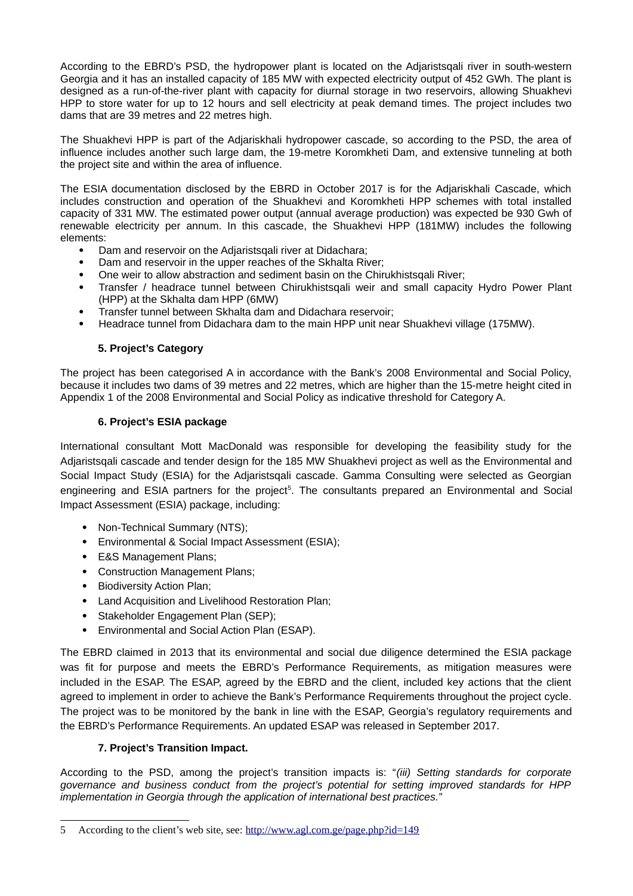According to the EBRD's PSD, the hydropower plant is located on the Adjaristsqali river in south-western Georgia and it has an installed capacity of 185 MW with expected electricity output of 452 GWh. The plant is designed as a run-of-the-river plant with capacity for diurnal storage in two reservoirs, allowing Shuakhevi HPP to store water for up to 12 hours and sell electricity at peak demand times. The project includes two dams that are 39 metres and 22 metres high.

The Shuakhevi HPP is part of the Adjariskhali hydropower cascade, so according to the PSD, the area of influence includes another such large dam, the 19-metre Koromkheti Dam, and extensive tunneling at both the project site and within the area of influence.

The ESIA documentation disclosed by the EBRD in October 2017 is for the Adjariskhali Cascade, which includes construction and operation of the Shuakhevi and Koromkheti HPP schemes with total installed capacity of 331 MW. The estimated power output (annual average production) was expected be 930 Gwh of renewable electricity per annum. In this cascade, the Shuakhevi HPP (181MW) includes the following elements:

- Dam and reservoir on the Adjaristsqali river at Didachara;
- Dam and reservoir in the upper reaches of the Skhalta River;
- One weir to allow abstraction and sediment basin on the Chirukhistsqali River;
- Transfer / headrace tunnel between Chirukhistsqali weir and small capacity Hydro Power Plant (HPP) at the Skhalta dam HPP (6MW)
- Transfer tunnel between Skhalta dam and Didachara reservoir;
- Headrace tunnel from Didachara dam to the main HPP unit near Shuakhevi village (175MW).

## 5. Project's Category

The project has been categorised A in accordance with the Bank's 2008 Environmental and Social Policy, because it includes two dams of 39 metres and 22 metres, which are higher than the 15-metre height cited in Appendix 1 of the 2008 Environmental and Social Policy as indicative threshold for Category A.

## 6. Project's ESIA package

International consultant Mott MacDonald was responsible for developing the feasibility study for the Adjaristsqali cascade and tender design for the 185 MW Shuakhevi project as well as the Environmental and Social Impact Study (ESIA) for the Adjaristsqali cascade. Gamma Consulting were selected as Georgian engineering and ESIA partners for the project[5]. The consultants prepared an Environmental and Social Impact Assessment (ESIA) package, including:

- Non-Technical Summary (NTS);
- Environmental & Social Impact Assessment (ESIA);
- E&S Management Plans;
- Construction Management Plans;
- Biodiversity Action Plan;
- Land Acquisition and Livelihood Restoration Plan;
- Stakeholder Engagement Plan (SEP);
- Environmental and Social Action Plan (ESAP).

The EBRD claimed in 2013 that its environmental and social due diligence determined the ESIA package was fit for purpose and meets the EBRD's Performance Requirements, as mitigation measures were included in the ESAP. The ESAP, agreed by the EBRD and the client, included key actions that the client agreed to implement in order to achieve the Bank's Performance Requirements throughout the project cycle. The project was to be monitored by the bank in line with the ESAP, Georgia's regulatory requirements and the EBRD's Performance Requirements. An updated ESAP was released in September 2017.

## 7. Project's Transition Impact.

According to the PSD, among the project's transition impacts is: "*(iii) Setting standards for corporate governance and business conduct from the project's potential for setting improved standards for HPP implementation in Georgia through the application of international best practices.*"

---

5 According to the client's web site, see: http://www.agl.com.ge/page.php?id=149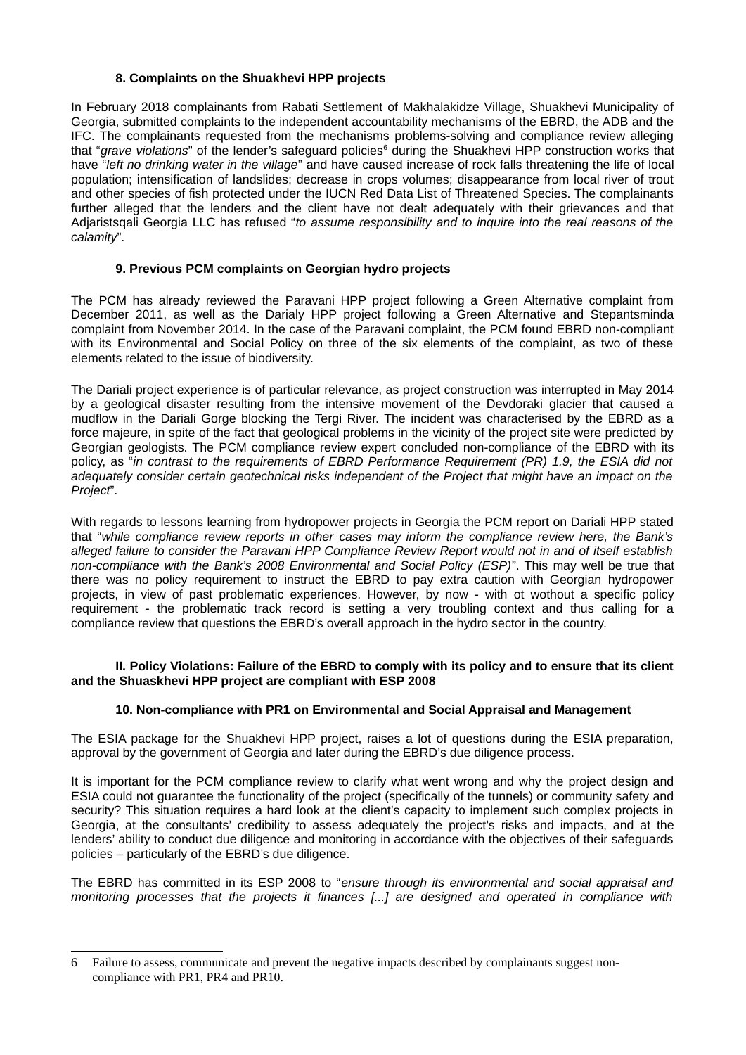### 8. Complaints on the Shuakhevi HPP projects

In February 2018 complainants from Rabati Settlement of Makhalakidze Village, Shuakhevi Municipality of Georgia, submitted complaints to the independent accountability mechanisms of the EBRD, the ADB and the IFC. The complainants requested from the mechanisms problems-solving and compliance review alleging that "*grave violations*" of the lender's safeguard policies[6] during the Shuakhevi HPP construction works that have "*left no drinking water in the village*" and have caused increase of rock falls threatening the life of local population; intensification of landslides; decrease in crops volumes; disappearance from local river of trout and other species of fish protected under the IUCN Red Data List of Threatened Species. The complainants further alleged that the lenders and the client have not dealt adequately with their grievances and that Adjaristsqali Georgia LLC has refused "*to assume responsibility and to inquire into the real reasons of the calamity*".

### 9. Previous PCM complaints on Georgian hydro projects

The PCM has already reviewed the Paravani HPP project following a Green Alternative complaint from December 2011, as well as the Darialy HPP project following a Green Alternative and Stepantsminda complaint from November 2014. In the case of the Paravani complaint, the PCM found EBRD non-compliant with its Environmental and Social Policy on three of the six elements of the complaint, as two of these elements related to the issue of biodiversity.

The Dariali project experience is of particular relevance, as project construction was interrupted in May 2014 by a geological disaster resulting from the intensive movement of the Devdoraki glacier that caused a mudflow in the Dariali Gorge blocking the Tergi River. The incident was characterised by the EBRD as a force majeure, in spite of the fact that geological problems in the vicinity of the project site were predicted by Georgian geologists. The PCM compliance review expert concluded non-compliance of the EBRD with its policy, as "*in contrast to the requirements of EBRD Performance Requirement (PR) 1.9, the ESIA did not adequately consider certain geotechnical risks independent of the Project that might have an impact on the Project*".

With regards to lessons learning from hydropower projects in Georgia the PCM report on Dariali HPP stated that "*while compliance review reports in other cases may inform the compliance review here, the Bank's alleged failure to consider the Paravani HPP Compliance Review Report would not in and of itself establish non-compliance with the Bank's 2008 Environmental and Social Policy (ESP)*". This may well be true that there was no policy requirement to instruct the EBRD to pay extra caution with Georgian hydropower projects, in view of past problematic experiences. However, by now - with ot wothout a specific policy requirement - the problematic track record is setting a very troubling context and thus calling for a compliance review that questions the EBRD's overall approach in the hydro sector in the country.

## II. Policy Violations: Failure of the EBRD to comply with its policy and to ensure that its client and the Shuaskhevi HPP project are compliant with ESP 2008

### 10. Non-compliance with PR1 on Environmental and Social Appraisal and Management

The ESIA package for the Shuakhevi HPP project, raises a lot of questions during the ESIA preparation, approval by the government of Georgia and later during the EBRD's due diligence process.

It is important for the PCM compliance review to clarify what went wrong and why the project design and ESIA could not guarantee the functionality of the project (specifically of the tunnels) or community safety and security? This situation requires a hard look at the client's capacity to implement such complex projects in Georgia, at the consultants' credibility to assess adequately the project's risks and impacts, and at the lenders' ability to conduct due diligence and monitoring in accordance with the objectives of their safeguards policies – particularly of the EBRD's due diligence.

The EBRD has committed in its ESP 2008 to "*ensure through its environmental and social appraisal and monitoring processes that the projects it finances [...] are designed and operated in compliance with*

---

6 Failure to assess, communicate and prevent the negative impacts described by complainants suggest non-compliance with PR1, PR4 and PR10.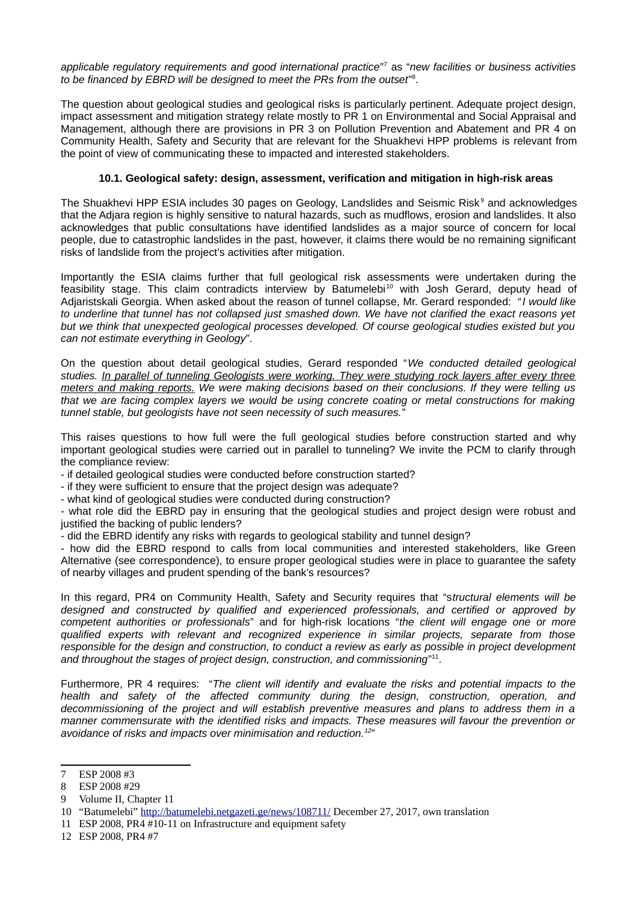*applicable regulatory requirements and good international practice*"[7] as "*new facilities or business activities to be financed by EBRD will be designed to meet the PRs from the outset*"[8].

The question about geological studies and geological risks is particularly pertinent. Adequate project design, impact assessment and mitigation strategy relate mostly to PR 1 on Environmental and Social Appraisal and Management, although there are provisions in PR 3 on Pollution Prevention and Abatement and PR 4 on Community Health, Safety and Security that are relevant for the Shuakhevi HPP problems is relevant from the point of view of communicating these to impacted and interested stakeholders.

### 10.1. Geological safety: design, assessment, verification and mitigation in high-risk areas

The Shuakhevi HPP ESIA includes 30 pages on Geology, Landslides and Seismic Risk[9] and acknowledges that the Adjara region is highly sensitive to natural hazards, such as mudflows, erosion and landslides. It also acknowledges that public consultations have identified landslides as a major source of concern for local people, due to catastrophic landslides in the past, however, it claims there would be no remaining significant risks of landslide from the project's activities after mitigation.

Importantly the ESIA claims further that full geological risk assessments were undertaken during the feasibility stage. This claim contradicts interview by Batumelebi[10] with Josh Gerard, deputy head of Adjaristskali Georgia. When asked about the reason of tunnel collapse, Mr. Gerard responded: "*I would like to underline that tunnel has not collapsed just smashed down. We have not clarified the exact reasons yet but we think that unexpected geological processes developed. Of course geological studies existed but you can not estimate everything in Geology*".

On the question about detail geological studies, Gerard responded "*We conducted detailed geological studies. <u>In parallel of tunneling Geologists were working. They were studying rock layers after every three meters and making reports.</u> We were making decisions based on their conclusions. If they were telling us that we are facing complex layers we would be using concrete coating or metal constructions for making tunnel stable, but geologists have not seen necessity of such measures.*"

This raises questions to how full were the full geological studies before construction started and why important geological studies were carried out in parallel to tunneling? We invite the PCM to clarify through the compliance review:

- if detailed geological studies were conducted before construction started?
- if they were sufficient to ensure that the project design was adequate?
- what kind of geological studies were conducted during construction?
- what role did the EBRD pay in ensuring that the geological studies and project design were robust and justified the backing of public lenders?
- did the EBRD identify any risks with regards to geological stability and tunnel design?
- how did the EBRD respond to calls from local communities and interested stakeholders, like Green Alternative (see correspondence), to ensure proper geological studies were in place to guarantee the safety of nearby villages and prudent spending of the bank's resources?

In this regard, PR4 on Community Health, Safety and Security requires that "s*tructural elements will be designed and constructed by qualified and experienced professionals, and certified or approved by competent authorities or professionals*" and for high-risk locations "*the client will engage one or more qualified experts with relevant and recognized experience in similar projects, separate from those responsible for the design and construction, to conduct a review as early as possible in project development and throughout the stages of project design, construction, and commissioning*"[11].

Furthermore, PR 4 requires: "*The client will identify and evaluate the risks and potential impacts to the health and safety of the affected community during the design, construction, operation, and decommissioning of the project and will establish preventive measures and plans to address them in a manner commensurate with the identified risks and impacts. These measures will favour the prevention or avoidance of risks and impacts over minimisation and reduction.*[12]"

---

7 ESP 2008 #3

8 ESP 2008 #29

9 Volume II, Chapter 11

10 "Batumelebi" http://batumelebi.netgazeti.ge/news/108711/ December 27, 2017, own translation

11 ESP 2008, PR4 #10-11 on Infrastructure and equipment safety

12 ESP 2008, PR4 #7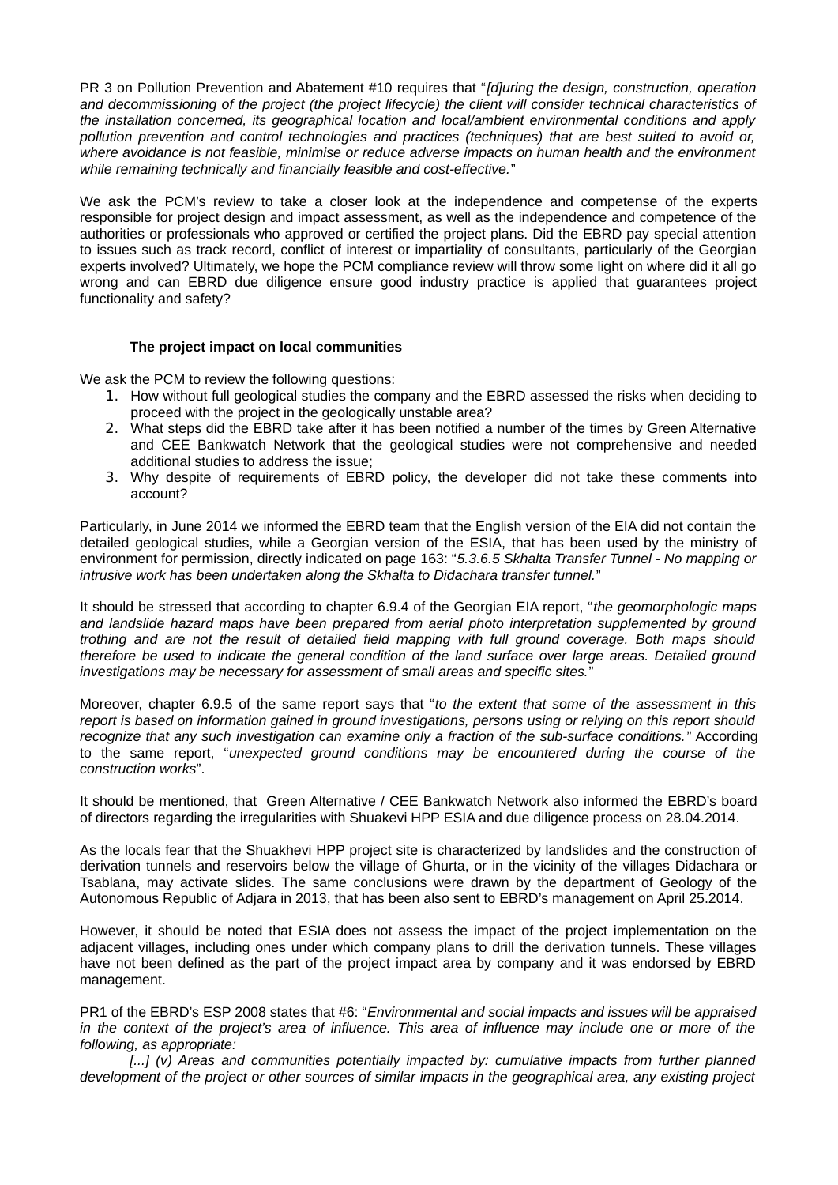PR 3 on Pollution Prevention and Abatement #10 requires that "*[d]uring the design, construction, operation and decommissioning of the project (the project lifecycle) the client will consider technical characteristics of the installation concerned, its geographical location and local/ambient environmental conditions and apply pollution prevention and control technologies and practices (techniques) that are best suited to avoid or, where avoidance is not feasible, minimise or reduce adverse impacts on human health and the environment while remaining technically and financially feasible and cost-effective.*"

We ask the PCM's review to take a closer look at the independence and competense of the experts responsible for project design and impact assessment, as well as the independence and competence of the authorities or professionals who approved or certified the project plans. Did the EBRD pay special attention to issues such as track record, conflict of interest or impartiality of consultants, particularly of the Georgian experts involved? Ultimately, we hope the PCM compliance review will throw some light on where did it all go wrong and can EBRD due diligence ensure good industry practice is applied that guarantees project functionality and safety?

### The project impact on local communities

We ask the PCM to review the following questions:

1. How without full geological studies the company and the EBRD assessed the risks when deciding to proceed with the project in the geologically unstable area?
2. What steps did the EBRD take after it has been notified a number of the times by Green Alternative and CEE Bankwatch Network that the geological studies were not comprehensive and needed additional studies to address the issue;
3. Why despite of requirements of EBRD policy, the developer did not take these comments into account?

Particularly, in June 2014 we informed the EBRD team that the English version of the EIA did not contain the detailed geological studies, while a Georgian version of the ESIA, that has been used by the ministry of environment for permission, directly indicated on page 163: "*5.3.6.5 Skhalta Transfer Tunnel - No mapping or intrusive work has been undertaken along the Skhalta to Didachara transfer tunnel.*"

It should be stressed that according to chapter 6.9.4 of the Georgian EIA report, "*the geomorphologic maps and landslide hazard maps have been prepared from aerial photo interpretation supplemented by ground trothing and are not the result of detailed field mapping with full ground coverage. Both maps should therefore be used to indicate the general condition of the land surface over large areas. Detailed ground investigations may be necessary for assessment of small areas and specific sites.*"

Moreover, chapter 6.9.5 of the same report says that "*to the extent that some of the assessment in this report is based on information gained in ground investigations, persons using or relying on this report should recognize that any such investigation can examine only a fraction of the sub-surface conditions.*" According to the same report, "*unexpected ground conditions may be encountered during the course of the construction works*".

It should be mentioned, that Green Alternative / CEE Bankwatch Network also informed the EBRD's board of directors regarding the irregularities with Shuakevi HPP ESIA and due diligence process on 28.04.2014.

As the locals fear that the Shuakhevi HPP project site is characterized by landslides and the construction of derivation tunnels and reservoirs below the village of Ghurta, or in the vicinity of the villages Didachara or Tsablana, may activate slides. The same conclusions were drawn by the department of Geology of the Autonomous Republic of Adjara in 2013, that has been also sent to EBRD's management on April 25.2014.

However, it should be noted that ESIA does not assess the impact of the project implementation on the adjacent villages, including ones under which company plans to drill the derivation tunnels. These villages have not been defined as the part of the project impact area by company and it was endorsed by EBRD management.

PR1 of the EBRD's ESP 2008 states that #6: "*Environmental and social impacts and issues will be appraised in the context of the project's area of influence. This area of influence may include one or more of the following, as appropriate:*

*[...] (v) Areas and communities potentially impacted by: cumulative impacts from further planned development of the project or other sources of similar impacts in the geographical area, any existing project*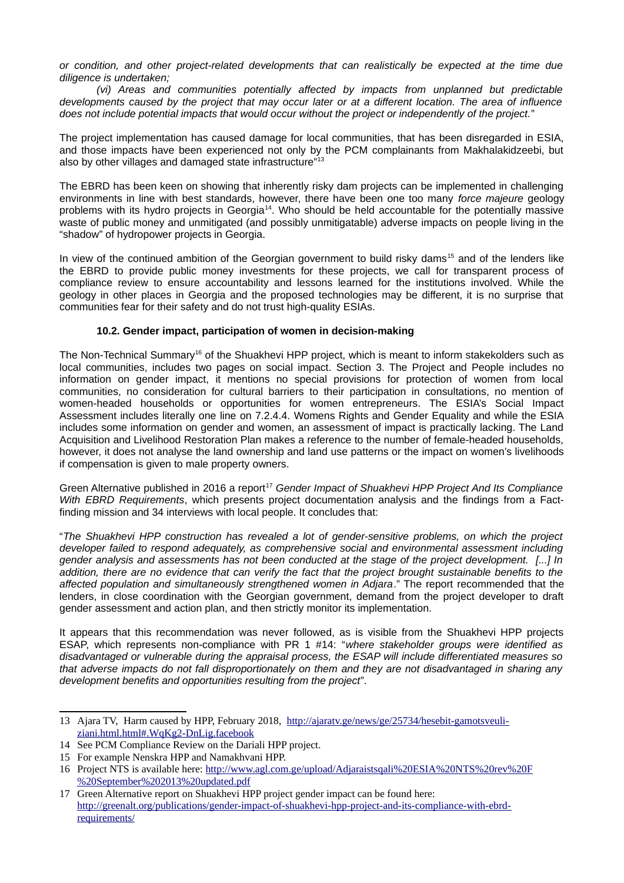*or condition, and other project-related developments that can realistically be expected at the time due diligence is undertaken;*

*(vi) Areas and communities potentially affected by impacts from unplanned but predictable developments caused by the project that may occur later or at a different location. The area of influence does not include potential impacts that would occur without the project or independently of the project.*"

The project implementation has caused damage for local communities, that has been disregarded in ESIA, and those impacts have been experienced not only by the PCM complainants from Makhalakidzeebi, but also by other villages and damaged state infrastructure"[13]

The EBRD has been keen on showing that inherently risky dam projects can be implemented in challenging environments in line with best standards, however, there have been one too many *force majeure* geology problems with its hydro projects in Georgia[14]. Who should be held accountable for the potentially massive waste of public money and unmitigated (and possibly unmitigatable) adverse impacts on people living in the "shadow" of hydropower projects in Georgia.

In view of the continued ambition of the Georgian government to build risky dams[15] and of the lenders like the EBRD to provide public money investments for these projects, we call for transparent process of compliance review to ensure accountability and lessons learned for the institutions involved. While the geology in other places in Georgia and the proposed technologies may be different, it is no surprise that communities fear for their safety and do not trust high-quality ESIAs.

### 10.2. Gender impact, participation of women in decision-making

The Non-Technical Summary[16] of the Shuakhevi HPP project, which is meant to inform stakekolders such as local communities, includes two pages on social impact. Section 3. The Project and People includes no information on gender impact, it mentions no special provisions for protection of women from local communities, no consideration for cultural barriers to their participation in consultations, no mention of women-headed households or opportunities for women entrepreneurs. The ESIA's Social Impact Assessment includes literally one line on 7.2.4.4. Womens Rights and Gender Equality and while the ESIA includes some information on gender and women, an assessment of impact is practically lacking. The Land Acquisition and Livelihood Restoration Plan makes a reference to the number of female-headed households, however, it does not analyse the land ownership and land use patterns or the impact on women's livelihoods if compensation is given to male property owners.

Green Alternative published in 2016 a report[17] *Gender Impact of Shuakhevi HPP Project And Its Compliance With EBRD Requirements*, which presents project documentation analysis and the findings from a Fact-finding mission and 34 interviews with local people. It concludes that:

"*The Shuakhevi HPP construction has revealed a lot of gender-sensitive problems, on which the project developer failed to respond adequately, as comprehensive social and environmental assessment including gender analysis and assessments has not been conducted at the stage of the project development. [...] In addition, there are no evidence that can verify the fact that the project brought sustainable benefits to the affected population and simultaneously strengthened women in Adjara*." The report recommended that the lenders, in close coordination with the Georgian government, demand from the project developer to draft gender assessment and action plan, and then strictly monitor its implementation.

It appears that this recommendation was never followed, as is visible from the Shuakhevi HPP projects ESAP, which represents non-compliance with PR 1 #14: "*where stakeholder groups were identified as disadvantaged or vulnerable during the appraisal process, the ESAP will include differentiated measures so that adverse impacts do not fall disproportionately on them and they are not disadvantaged in sharing any development benefits and opportunities resulting from the project*".

---

13 Ajara TV, Harm caused by HPP, February 2018, http://ajaratv.ge/news/ge/25734/hesebit-gamotsveuli-ziani.html.html#.WqKg2-DnLig.facebook

14 See PCM Compliance Review on the Dariali HPP project.

15 For example Nenskra HPP and Namakhvani HPP.

16 Project NTS is available here: http://www.agl.com.ge/upload/Adjaraistsqali%20ESIA%20NTS%20rev%20F%20September%202013%20updated.pdf

17 Green Alternative report on Shuakhevi HPP project gender impact can be found here: http://greenalt.org/publications/gender-impact-of-shuakhevi-hpp-project-and-its-compliance-with-ebrd-requirements/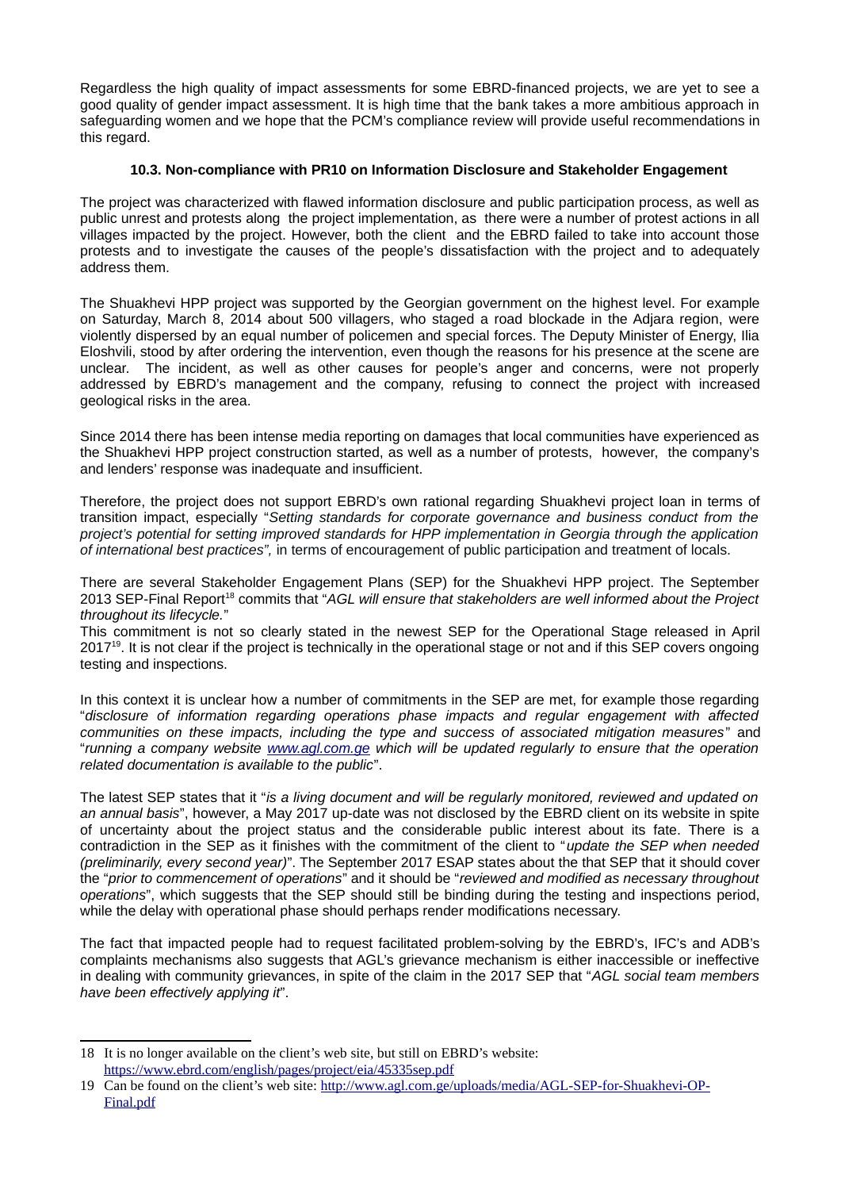Regardless the high quality of impact assessments for some EBRD-financed projects, we are yet to see a good quality of gender impact assessment. It is high time that the bank takes a more ambitious approach in safeguarding women and we hope that the PCM's compliance review will provide useful recommendations in this regard.

#### 10.3. Non-compliance with PR10 on Information Disclosure and Stakeholder Engagement

The project was characterized with flawed information disclosure and public participation process, as well as public unrest and protests along the project implementation, as there were a number of protest actions in all villages impacted by the project. However, both the client and the EBRD failed to take into account those protests and to investigate the causes of the people's dissatisfaction with the project and to adequately address them.

The Shuakhevi HPP project was supported by the Georgian government on the highest level. For example on Saturday, March 8, 2014 about 500 villagers, who staged a road blockade in the Adjara region, were violently dispersed by an equal number of policemen and special forces. The Deputy Minister of Energy, Ilia Eloshvili, stood by after ordering the intervention, even though the reasons for his presence at the scene are unclear. The incident, as well as other causes for people's anger and concerns, were not properly addressed by EBRD's management and the company, refusing to connect the project with increased geological risks in the area.

Since 2014 there has been intense media reporting on damages that local communities have experienced as the Shuakhevi HPP project construction started, as well as a number of protests, however, the company's and lenders' response was inadequate and insufficient.

Therefore, the project does not support EBRD's own rational regarding Shuakhevi project loan in terms of transition impact, especially "*Setting standards for corporate governance and business conduct from the project's potential for setting improved standards for HPP implementation in Georgia through the application of international best practices",* in terms of encouragement of public participation and treatment of locals.

There are several Stakeholder Engagement Plans (SEP) for the Shuakhevi HPP project. The September 2013 SEP-Final Report[18] commits that "*AGL will ensure that stakeholders are well informed about the Project throughout its lifecycle.*"
This commitment is not so clearly stated in the newest SEP for the Operational Stage released in April 2017[19]. It is not clear if the project is technically in the operational stage or not and if this SEP covers ongoing testing and inspections.

In this context it is unclear how a number of commitments in the SEP are met, for example those regarding "*disclosure of information regarding operations phase impacts and regular engagement with affected communities on these impacts, including the type and success of associated mitigation measures*" and "*running a company website www.agl.com.ge which will be updated regularly to ensure that the operation related documentation is available to the public*".

The latest SEP states that it "*is a living document and will be regularly monitored, reviewed and updated on an annual basis*", however, a May 2017 up-date was not disclosed by the EBRD client on its website in spite of uncertainty about the project status and the considerable public interest about its fate. There is a contradiction in the SEP as it finishes with the commitment of the client to "*update the SEP when needed (preliminarily, every second year)*". The September 2017 ESAP states about the that SEP that it should cover the "*prior to commencement of operations*" and it should be "*reviewed and modified as necessary throughout operations*", which suggests that the SEP should still be binding during the testing and inspections period, while the delay with operational phase should perhaps render modifications necessary.

The fact that impacted people had to request facilitated problem-solving by the EBRD's, IFC's and ADB's complaints mechanisms also suggests that AGL's grievance mechanism is either inaccessible or ineffective in dealing with community grievances, in spite of the claim in the 2017 SEP that "*AGL social team members have been effectively applying it*".

---

18 It is no longer available on the client's web site, but still on EBRD's website: https://www.ebrd.com/english/pages/project/eia/45335sep.pdf

19 Can be found on the client's web site: http://www.agl.com.ge/uploads/media/AGL-SEP-for-Shuakhevi-OP-Final.pdf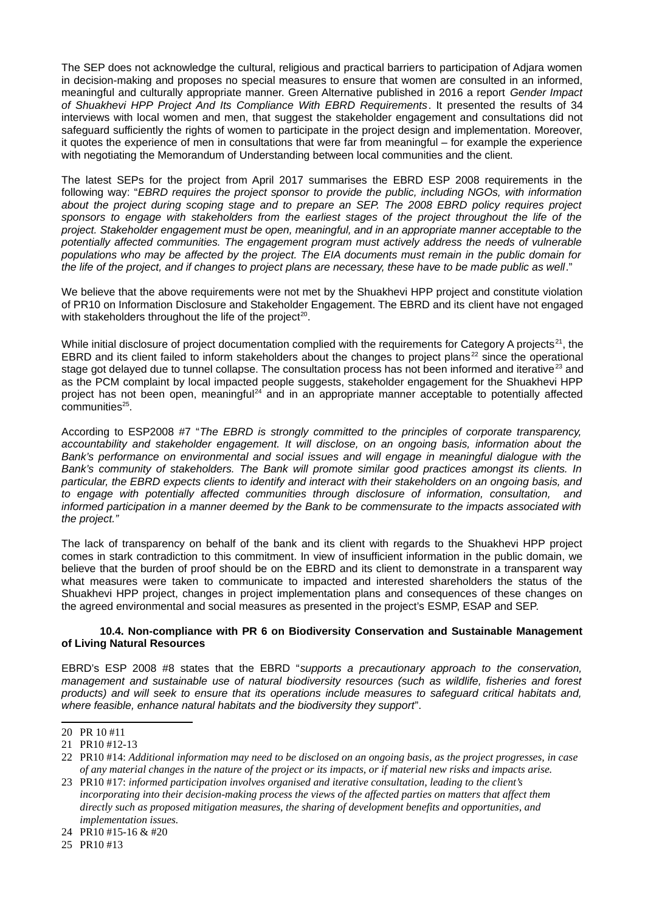The SEP does not acknowledge the cultural, religious and practical barriers to participation of Adjara women in decision-making and proposes no special measures to ensure that women are consulted in an informed, meaningful and culturally appropriate manner. Green Alternative published in 2016 a report *Gender Impact of Shuakhevi HPP Project And Its Compliance With EBRD Requirements*. It presented the results of 34 interviews with local women and men, that suggest the stakeholder engagement and consultations did not safeguard sufficiently the rights of women to participate in the project design and implementation. Moreover, it quotes the experience of men in consultations that were far from meaningful – for example the experience with negotiating the Memorandum of Understanding between local communities and the client.

The latest SEPs for the project from April 2017 summarises the EBRD ESP 2008 requirements in the following way: "*EBRD requires the project sponsor to provide the public, including NGOs, with information about the project during scoping stage and to prepare an SEP. The 2008 EBRD policy requires project sponsors to engage with stakeholders from the earliest stages of the project throughout the life of the project. Stakeholder engagement must be open, meaningful, and in an appropriate manner acceptable to the potentially affected communities. The engagement program must actively address the needs of vulnerable populations who may be affected by the project. The EIA documents must remain in the public domain for the life of the project, and if changes to project plans are necessary, these have to be made public as well*."

We believe that the above requirements were not met by the Shuakhevi HPP project and constitute violation of PR10 on Information Disclosure and Stakeholder Engagement. The EBRD and its client have not engaged with stakeholders throughout the life of the project[20].

While initial disclosure of project documentation complied with the requirements for Category A projects[21], the EBRD and its client failed to inform stakeholders about the changes to project plans[22] since the operational stage got delayed due to tunnel collapse. The consultation process has not been informed and iterative[23] and as the PCM complaint by local impacted people suggests, stakeholder engagement for the Shuakhevi HPP project has not been open, meaningful[24] and in an appropriate manner acceptable to potentially affected communities[25].

According to ESP2008 #7 "*The EBRD is strongly committed to the principles of corporate transparency, accountability and stakeholder engagement. It will disclose, on an ongoing basis, information about the Bank's performance on environmental and social issues and will engage in meaningful dialogue with the Bank's community of stakeholders. The Bank will promote similar good practices amongst its clients. In particular, the EBRD expects clients to identify and interact with their stakeholders on an ongoing basis, and to engage with potentially affected communities through disclosure of information, consultation, and informed participation in a manner deemed by the Bank to be commensurate to the impacts associated with the project.*"

The lack of transparency on behalf of the bank and its client with regards to the Shuakhevi HPP project comes in stark contradiction to this commitment. In view of insufficient information in the public domain, we believe that the burden of proof should be on the EBRD and its client to demonstrate in a transparent way what measures were taken to communicate to impacted and interested shareholders the status of the Shuakhevi HPP project, changes in project implementation plans and consequences of these changes on the agreed environmental and social measures as presented in the project's ESMP, ESAP and SEP.

### 10.4. Non-compliance with PR 6 on Biodiversity Conservation and Sustainable Management of Living Natural Resources

EBRD's ESP 2008 #8 states that the EBRD "*supports a precautionary approach to the conservation, management and sustainable use of natural biodiversity resources (such as wildlife, fisheries and forest products) and will seek to ensure that its operations include measures to safeguard critical habitats and, where feasible, enhance natural habitats and the biodiversity they support*".

---

20 PR 10 #11

21 PR10 #12-13

22 PR10 #14: *Additional information may need to be disclosed on an ongoing basis, as the project progresses, in case of any material changes in the nature of the project or its impacts, or if material new risks and impacts arise.*

23 PR10 #17: *informed participation involves organised and iterative consultation, leading to the client's incorporating into their decision-making process the views of the affected parties on matters that affect them directly such as proposed mitigation measures, the sharing of development benefits and opportunities, and implementation issues.*

24 PR10 #15-16 & #20

25 PR10 #13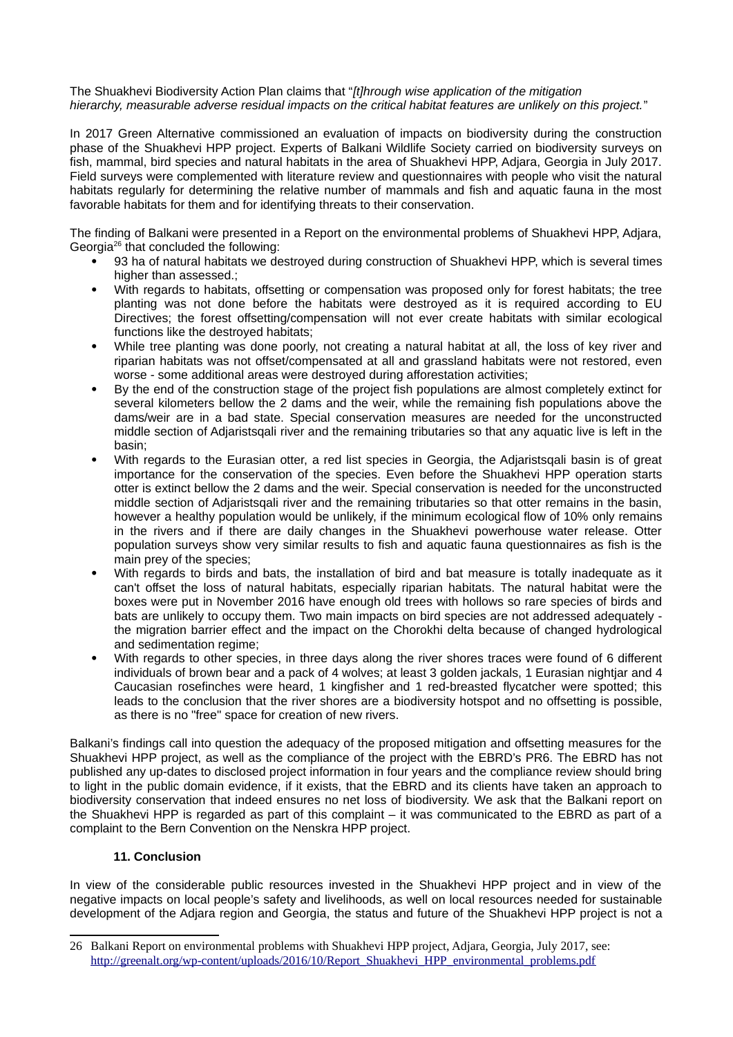The Shuakhevi Biodiversity Action Plan claims that "*[t]hrough wise application of the mitigation hierarchy, measurable adverse residual impacts on the critical habitat features are unlikely on this project.*"

In 2017 Green Alternative commissioned an evaluation of impacts on biodiversity during the construction phase of the Shuakhevi HPP project. Experts of Balkani Wildlife Society carried on biodiversity surveys on fish, mammal, bird species and natural habitats in the area of Shuakhevi HPP, Adjara, Georgia in July 2017. Field surveys were complemented with literature review and questionnaires with people who visit the natural habitats regularly for determining the relative number of mammals and fish and aquatic fauna in the most favorable habitats for them and for identifying threats to their conservation.

The finding of Balkani were presented in a Report on the environmental problems of Shuakhevi HPP, Adjara, Georgia[26] that concluded the following:

- 93 ha of natural habitats we destroyed during construction of Shuakhevi HPP, which is several times higher than assessed.;
- With regards to habitats, offsetting or compensation was proposed only for forest habitats; the tree planting was not done before the habitats were destroyed as it is required according to EU Directives; the forest offsetting/compensation will not ever create habitats with similar ecological functions like the destroyed habitats;
- While tree planting was done poorly, not creating a natural habitat at all, the loss of key river and riparian habitats was not offset/compensated at all and grassland habitats were not restored, even worse - some additional areas were destroyed during afforestation activities;
- By the end of the construction stage of the project fish populations are almost completely extinct for several kilometers bellow the 2 dams and the weir, while the remaining fish populations above the dams/weir are in a bad state. Special conservation measures are needed for the unconstructed middle section of Adjaristsqali river and the remaining tributaries so that any aquatic live is left in the basin;
- With regards to the Eurasian otter, a red list species in Georgia, the Adjaristsqali basin is of great importance for the conservation of the species. Even before the Shuakhevi HPP operation starts otter is extinct bellow the 2 dams and the weir. Special conservation is needed for the unconstructed middle section of Adjaristsqali river and the remaining tributaries so that otter remains in the basin, however a healthy population would be unlikely, if the minimum ecological flow of 10% only remains in the rivers and if there are daily changes in the Shuakhevi powerhouse water release. Otter population surveys show very similar results to fish and aquatic fauna questionnaires as fish is the main prey of the species;
- With regards to birds and bats, the installation of bird and bat measure is totally inadequate as it can't offset the loss of natural habitats, especially riparian habitats. The natural habitat were the boxes were put in November 2016 have enough old trees with hollows so rare species of birds and bats are unlikely to occupy them. Two main impacts on bird species are not addressed adequately - the migration barrier effect and the impact on the Chorokhi delta because of changed hydrological and sedimentation regime;
- With regards to other species, in three days along the river shores traces were found of 6 different individuals of brown bear and a pack of 4 wolves; at least 3 golden jackals, 1 Eurasian nightjar and 4 Caucasian rosefinches were heard, 1 kingfisher and 1 red-breasted flycatcher were spotted; this leads to the conclusion that the river shores are a biodiversity hotspot and no offsetting is possible, as there is no "free" space for creation of new rivers.

Balkani's findings call into question the adequacy of the proposed mitigation and offsetting measures for the Shuakhevi HPP project, as well as the compliance of the project with the EBRD's PR6. The EBRD has not published any up-dates to disclosed project information in four years and the compliance review should bring to light in the public domain evidence, if it exists, that the EBRD and its clients have taken an approach to biodiversity conservation that indeed ensures no net loss of biodiversity. We ask that the Balkani report on the Shuakhevi HPP is regarded as part of this complaint – it was communicated to the EBRD as part of a complaint to the Bern Convention on the Nenskra HPP project.

## 11. Conclusion

In view of the considerable public resources invested in the Shuakhevi HPP project and in view of the negative impacts on local people's safety and livelihoods, as well on local resources needed for sustainable development of the Adjara region and Georgia, the status and future of the Shuakhevi HPP project is not a

---

26 Balkani Report on environmental problems with Shuakhevi HPP project, Adjara, Georgia, July 2017, see: http://greenalt.org/wp-content/uploads/2016/10/Report_Shuakhevi_HPP_environmental_problems.pdf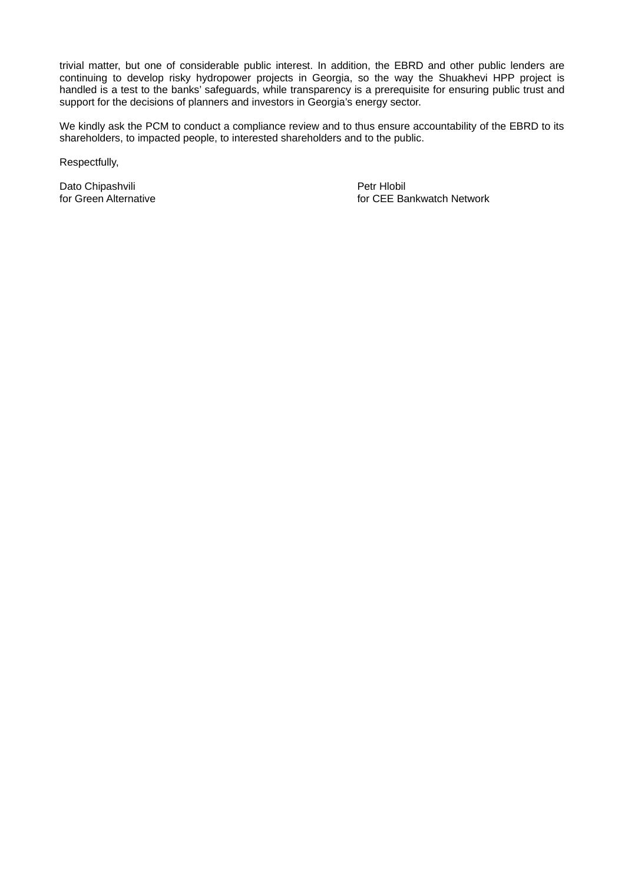trivial matter, but one of considerable public interest. In addition, the EBRD and other public lenders are continuing to develop risky hydropower projects in Georgia, so the way the Shuakhevi HPP project is handled is a test to the banks' safeguards, while transparency is a prerequisite for ensuring public trust and support for the decisions of planners and investors in Georgia's energy sector.

We kindly ask the PCM to conduct a compliance review and to thus ensure accountability of the EBRD to its shareholders, to impacted people, to interested shareholders and to the public.

Respectfully,

Dato Chipashvili
for Green Alternative

Petr Hlobil
for CEE Bankwatch Network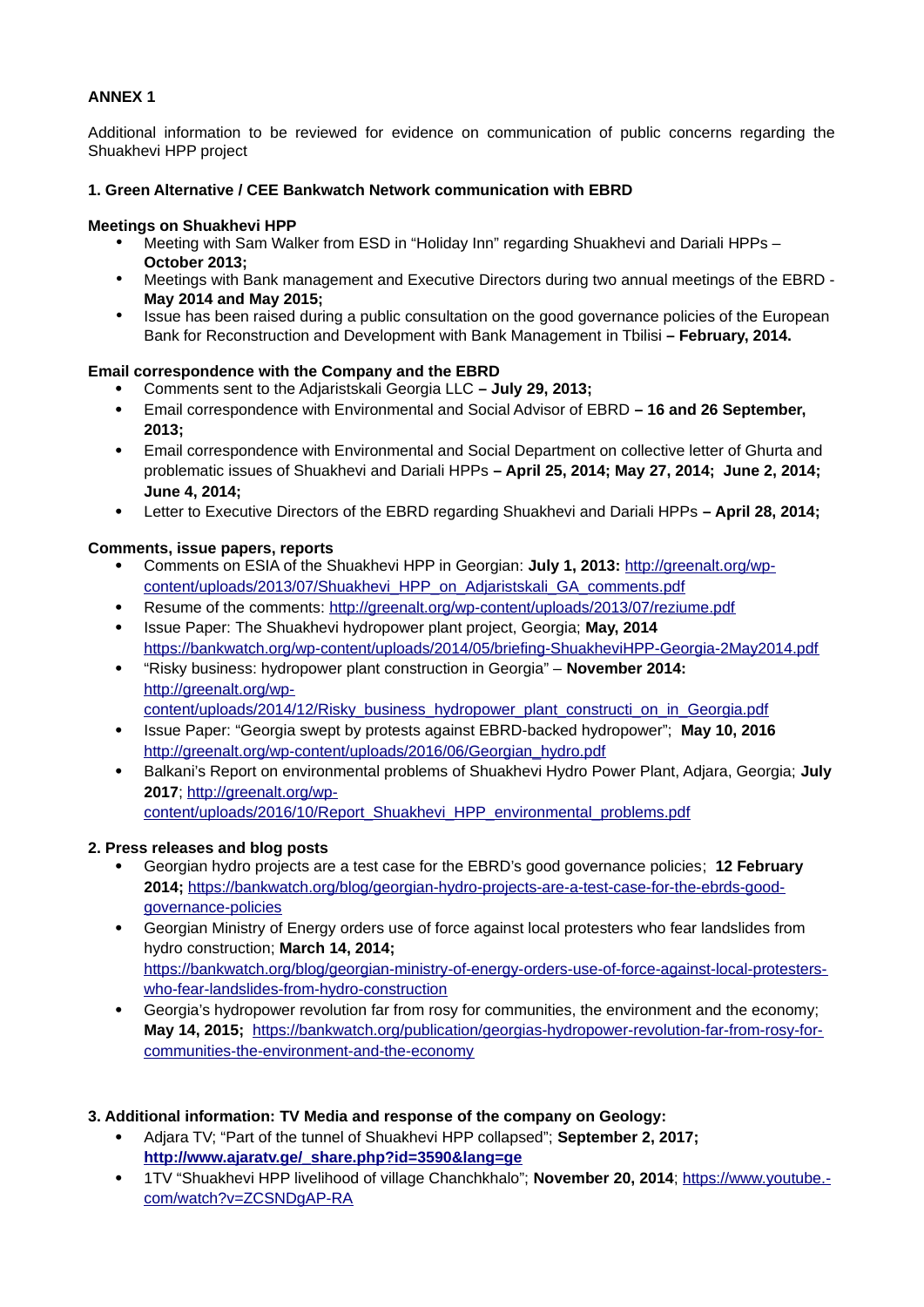**ANNEX 1**

Additional information to be reviewed for evidence on communication of public concerns regarding the Shuakhevi HPP project

**1. Green Alternative / CEE Bankwatch Network communication with EBRD**

**Meetings on Shuakhevi HPP**

- Meeting with Sam Walker from ESD in “Holiday Inn” regarding Shuakhevi and Dariali HPPs – **October 2013;**
- Meetings with Bank management and Executive Directors during two annual meetings of the EBRD - **May 2014 and May 2015;**
- Issue has been raised during a public consultation on the good governance policies of the European Bank for Reconstruction and Development with Bank Management in Tbilisi **– February, 2014.**

**Email correspondence with the Company and the EBRD**

- Comments sent to the Adjaristskali Georgia LLC **– July 29, 2013;**
- Email correspondence with Environmental and Social Advisor of EBRD **– 16 and 26 September, 2013;**
- Email correspondence with Environmental and Social Department on collective letter of Ghurta and problematic issues of Shuakhevi and Dariali HPPs **– April 25, 2014; May 27, 2014; June 2, 2014; June 4, 2014;**
- Letter to Executive Directors of the EBRD regarding Shuakhevi and Dariali HPPs **– April 28, 2014;**

**Comments, issue papers, reports**

- Comments on ESIA of the Shuakhevi HPP in Georgian: **July 1, 2013:** http://greenalt.org/wp-content/uploads/2013/07/Shuakhevi_HPP_on_Adjaristskali_GA_comments.pdf
- Resume of the comments: http://greenalt.org/wp-content/uploads/2013/07/reziume.pdf
- Issue Paper: The Shuakhevi hydropower plant project, Georgia; **May, 2014** https://bankwatch.org/wp-content/uploads/2014/05/briefing-ShuakheviHPP-Georgia-2May2014.pdf
- “Risky business: hydropower plant construction in Georgia” – **November 2014:** http://greenalt.org/wp-content/uploads/2014/12/Risky_business_hydropower_plant_constructi_on_in_Georgia.pdf
- Issue Paper: “Georgia swept by protests against EBRD-backed hydropower”; **May 10, 2016** http://greenalt.org/wp-content/uploads/2016/06/Georgian_hydro.pdf
- Balkani’s Report on environmental problems of Shuakhevi Hydro Power Plant, Adjara, Georgia; **July 2017**; http://greenalt.org/wp-content/uploads/2016/10/Report_Shuakhevi_HPP_environmental_problems.pdf

**2. Press releases and blog posts**

- Georgian hydro projects are a test case for the EBRD’s good governance policies; **12 February 2014;** https://bankwatch.org/blog/georgian-hydro-projects-are-a-test-case-for-the-ebrds-good-governance-policies
- Georgian Ministry of Energy orders use of force against local protesters who fear landslides from hydro construction; **March 14, 2014;** https://bankwatch.org/blog/georgian-ministry-of-energy-orders-use-of-force-against-local-protesters-who-fear-landslides-from-hydro-construction
- Georgia’s hydropower revolution far from rosy for communities, the environment and the economy; **May 14, 2015;** https://bankwatch.org/publication/georgias-hydropower-revolution-far-from-rosy-for-communities-the-environment-and-the-economy

**3. Additional information: TV Media and response of the company on Geology:**

- Adjara TV; “Part of the tunnel of Shuakhevi HPP collapsed”; **September 2, 2017; http://www.ajaratv.ge/_share.php?id=3590&lang=ge**
- 1TV “Shuakhevi HPP livelihood of village Chanchkhalo”; **November 20, 2014**; https://www.youtube.com/watch?v=ZCSNDgAP-RA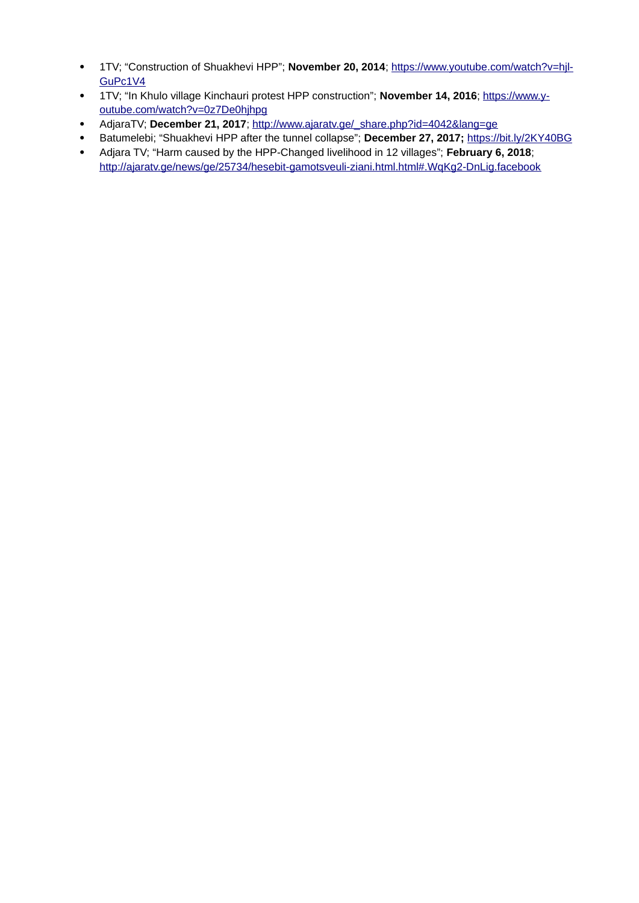- 1TV; “Construction of Shuakhevi HPP”; **November 20, 2014**; https://www.youtube.com/watch?v=hjl-GuPc1V4
- 1TV; “In Khulo village Kinchauri protest HPP construction”; **November 14, 2016**; https://www.y-outube.com/watch?v=0z7De0hjhpg
- AdjaraTV; **December 21, 2017**; http://www.ajaratv.ge/_share.php?id=4042&lang=ge
- Batumelebi; “Shuakhevi HPP after the tunnel collapse”; **December 27, 2017;** https://bit.ly/2KY40BG
- Adjara TV; “Harm caused by the HPP-Changed livelihood in 12 villages”; **February 6, 2018**; http://ajaratv.ge/news/ge/25734/hesebit-gamotsveuli-ziani.html.html#.WqKg2-DnLig.facebook